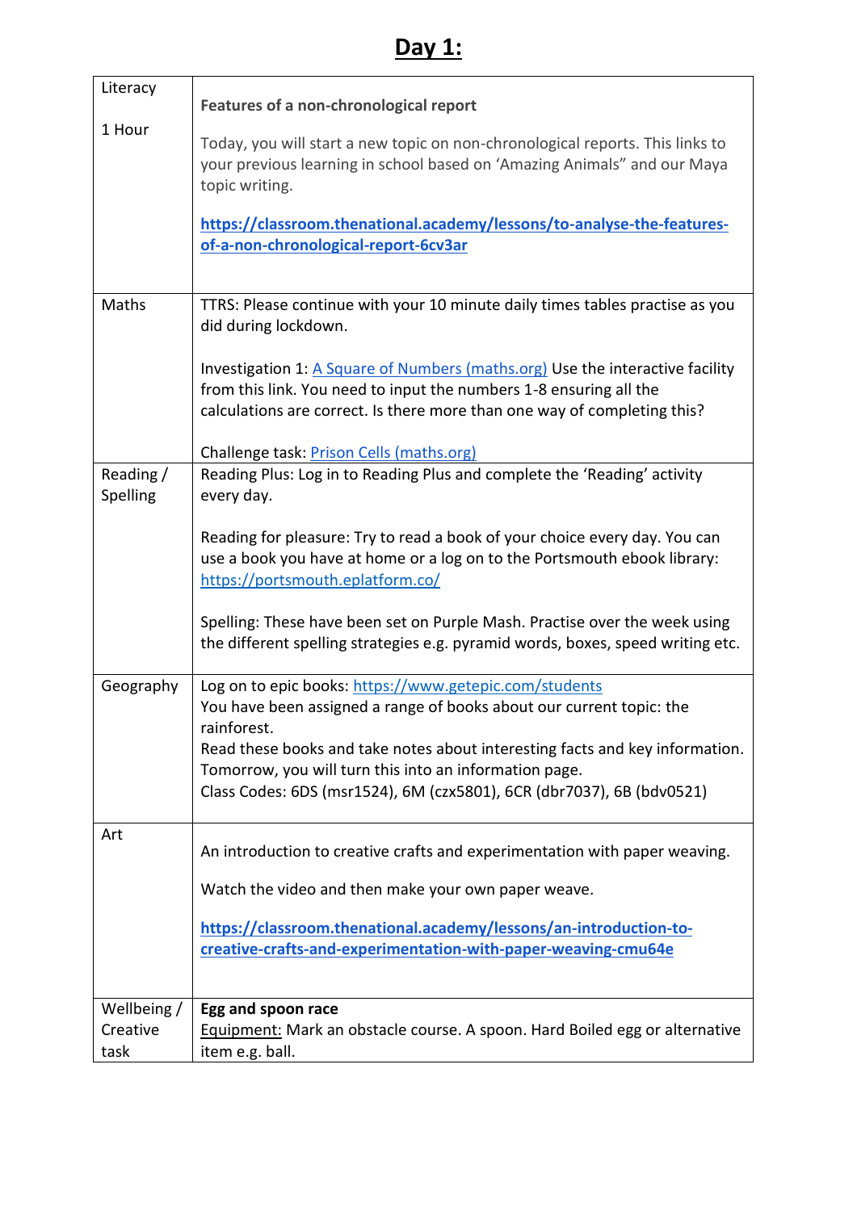# Day 1:

| | |
|---|---|
| Literacy<br><br>1 Hour | **Features of a non-chronological report**<br><br>Today, you will start a new topic on non-chronological reports. This links to your previous learning in school based on 'Amazing Animals" and our Maya topic writing.<br><br>**https://classroom.thenational.academy/lessons/to-analyse-the-features-of-a-non-chronological-report-6cv3ar** |
| Maths | TTRS: Please continue with your 10 minute daily times tables practise as you did during lockdown.<br><br>Investigation 1: A Square of Numbers (maths.org) Use the interactive facility from this link. You need to input the numbers 1-8 ensuring all the calculations are correct. Is there more than one way of completing this?<br><br>Challenge task: Prison Cells (maths.org) |
| Reading / Spelling | Reading Plus: Log in to Reading Plus and complete the 'Reading' activity every day.<br><br>Reading for pleasure: Try to read a book of your choice every day. You can use a book you have at home or a log on to the Portsmouth ebook library: https://portsmouth.eplatform.co/<br><br>Spelling: These have been set on Purple Mash. Practise over the week using the different spelling strategies e.g. pyramid words, boxes, speed writing etc. |
| Geography | Log on to epic books: https://www.getepic.com/students<br>You have been assigned a range of books about our current topic: the rainforest.<br>Read these books and take notes about interesting facts and key information. Tomorrow, you will turn this into an information page.<br>Class Codes: 6DS (msr1524), 6M (czx5801), 6CR (dbr7037), 6B (bdv0521) |
| Art | An introduction to creative crafts and experimentation with paper weaving.<br><br>Watch the video and then make your own paper weave.<br><br>**https://classroom.thenational.academy/lessons/an-introduction-to-creative-crafts-and-experimentation-with-paper-weaving-cmu64e** |
| Wellbeing / Creative task | **Egg and spoon race**<br>Equipment: Mark an obstacle course. A spoon. Hard Boiled egg or alternative item e.g. ball. |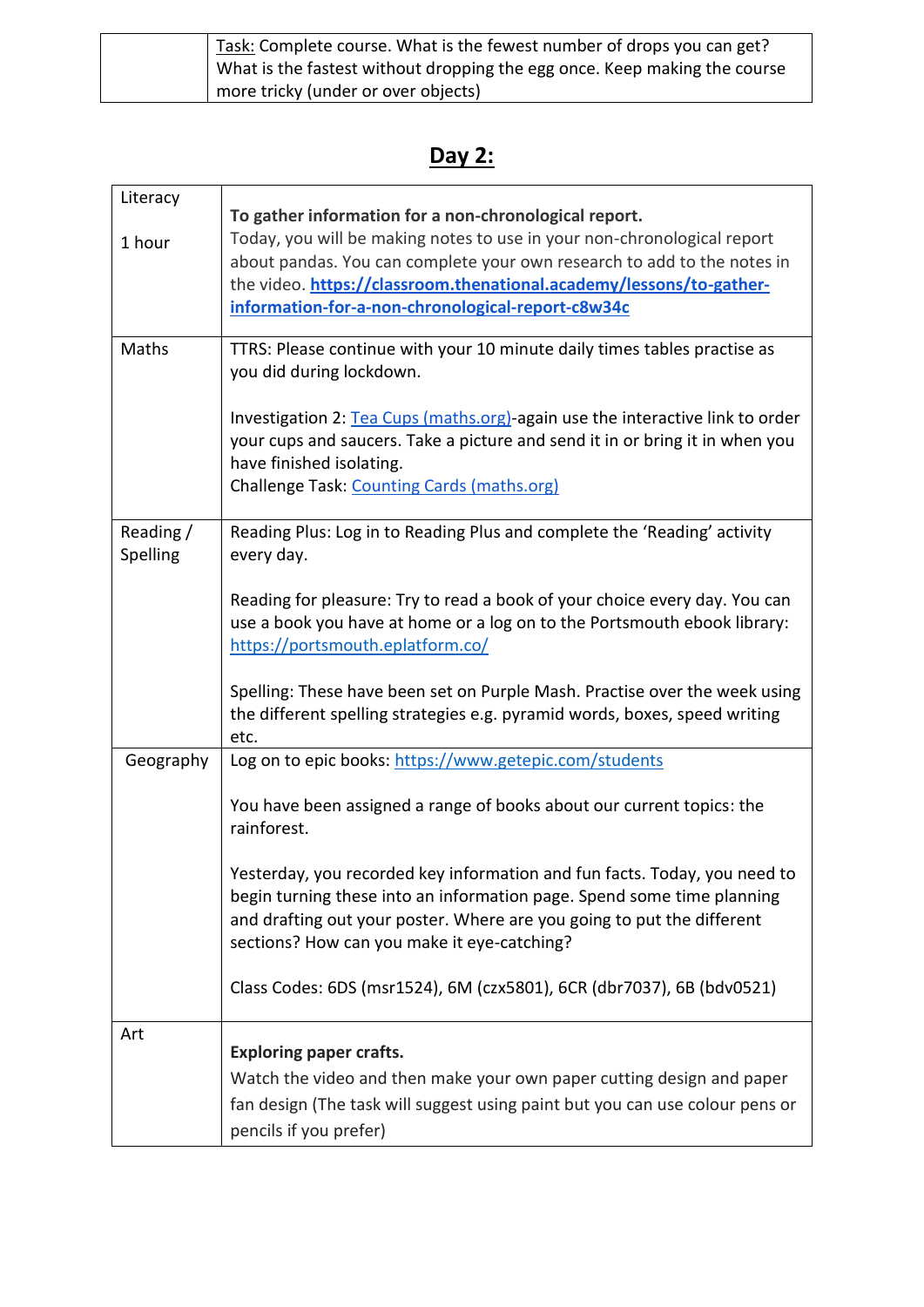| | Task: Complete course. What is the fewest number of drops you can get? What is the fastest without dropping the egg once. Keep making the course more tricky (under or over objects) |
|---|---|

## Day 2:

| | |
|---|---|
| Literacy<br><br>1 hour | **To gather information for a non-chronological report.**<br>Today, you will be making notes to use in your non-chronological report about pandas. You can complete your own research to add to the notes in the video. **https://classroom.thenational.academy/lessons/to-gather-information-for-a-non-chronological-report-c8w34c** |
| Maths | TTRS: Please continue with your 10 minute daily times tables practise as you did during lockdown.<br><br>Investigation 2: Tea Cups (maths.org)-again use the interactive link to order your cups and saucers. Take a picture and send it in or bring it in when you have finished isolating.<br>Challenge Task: Counting Cards (maths.org) |
| Reading / Spelling | Reading Plus: Log in to Reading Plus and complete the 'Reading' activity every day.<br><br>Reading for pleasure: Try to read a book of your choice every day. You can use a book you have at home or a log on to the Portsmouth ebook library: https://portsmouth.eplatform.co/<br><br>Spelling: These have been set on Purple Mash. Practise over the week using the different spelling strategies e.g. pyramid words, boxes, speed writing etc. |
| Geography | Log on to epic books: https://www.getepic.com/students<br><br>You have been assigned a range of books about our current topics: the rainforest.<br><br>Yesterday, you recorded key information and fun facts. Today, you need to begin turning these into an information page. Spend some time planning and drafting out your poster. Where are you going to put the different sections? How can you make it eye-catching?<br><br>Class Codes: 6DS (msr1524), 6M (czx5801), 6CR (dbr7037), 6B (bdv0521) |
| Art | **Exploring paper crafts.**<br>Watch the video and then make your own paper cutting design and paper fan design (The task will suggest using paint but you can use colour pens or pencils if you prefer) |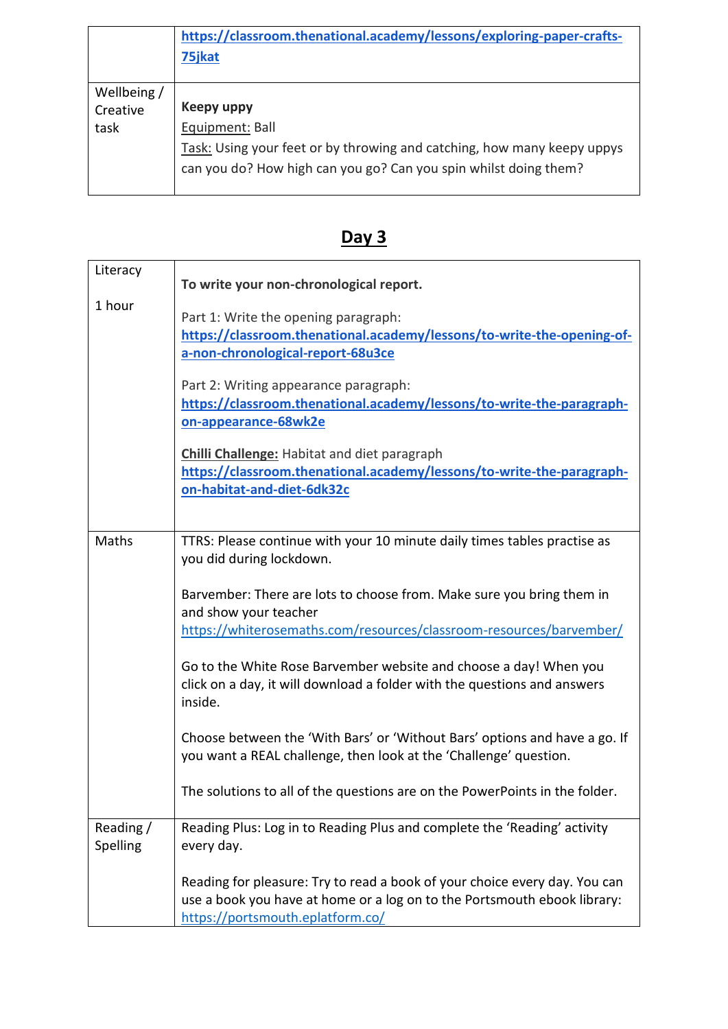|  |  |
|---|---|
|  | **https://classroom.thenational.academy/lessons/exploring-paper-crafts-75jkat** |
| Wellbeing / Creative task | **Keepy uppy**<br>Equipment: Ball<br>Task: Using your feet or by throwing and catching, how many keepy uppys can you do? How high can you go? Can you spin whilst doing them? |

## Day 3

|  |  |
|---|---|
| Literacy<br><br>1 hour | **To write your non-chronological report.**<br><br>Part 1: Write the opening paragraph:<br>**https://classroom.thenational.academy/lessons/to-write-the-opening-of-a-non-chronological-report-68u3ce**<br><br>Part 2: Writing appearance paragraph:<br>**https://classroom.thenational.academy/lessons/to-write-the-paragraph-on-appearance-68wk2e**<br><br>**Chilli Challenge:** Habitat and diet paragraph<br>**https://classroom.thenational.academy/lessons/to-write-the-paragraph-on-habitat-and-diet-6dk32c** |
| Maths | TTRS: Please continue with your 10 minute daily times tables practise as you did during lockdown.<br><br>Barvember: There are lots to choose from. Make sure you bring them in and show your teacher<br>https://whiterosemaths.com/resources/classroom-resources/barvember/<br><br>Go to the White Rose Barvember website and choose a day! When you click on a day, it will download a folder with the questions and answers inside.<br><br>Choose between the 'With Bars' or 'Without Bars' options and have a go. If you want a REAL challenge, then look at the 'Challenge' question.<br><br>The solutions to all of the questions are on the PowerPoints in the folder. |
| Reading / Spelling | Reading Plus: Log in to Reading Plus and complete the 'Reading' activity every day.<br><br>Reading for pleasure: Try to read a book of your choice every day. You can use a book you have at home or a log on to the Portsmouth ebook library: https://portsmouth.eplatform.co/ |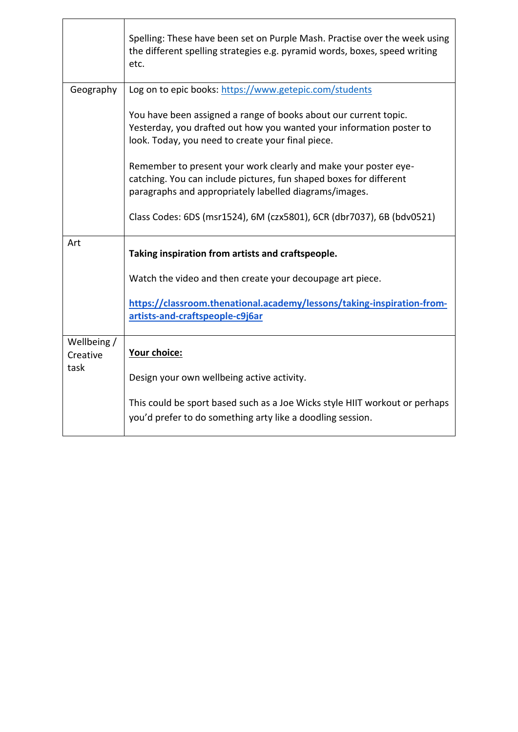| | |
|---|---|
| | Spelling: These have been set on Purple Mash. Practise over the week using the different spelling strategies e.g. pyramid words, boxes, speed writing etc. |
| Geography | Log on to epic books: https://www.getepic.com/students<br><br>You have been assigned a range of books about our current topic. Yesterday, you drafted out how you wanted your information poster to look. Today, you need to create your final piece.<br><br>Remember to present your work clearly and make your poster eye-catching. You can include pictures, fun shaped boxes for different paragraphs and appropriately labelled diagrams/images.<br><br>Class Codes: 6DS (msr1524), 6M (czx5801), 6CR (dbr7037), 6B (bdv0521) |
| Art | **Taking inspiration from artists and craftspeople.**<br><br>Watch the video and then create your decoupage art piece.<br><br>**https://classroom.thenational.academy/lessons/taking-inspiration-from-artists-and-craftspeople-c9j6ar** |
| Wellbeing / Creative task | **Your choice:**<br><br>Design your own wellbeing active activity.<br><br>This could be sport based such as a Joe Wicks style HIIT workout or perhaps you'd prefer to do something arty like a doodling session. |